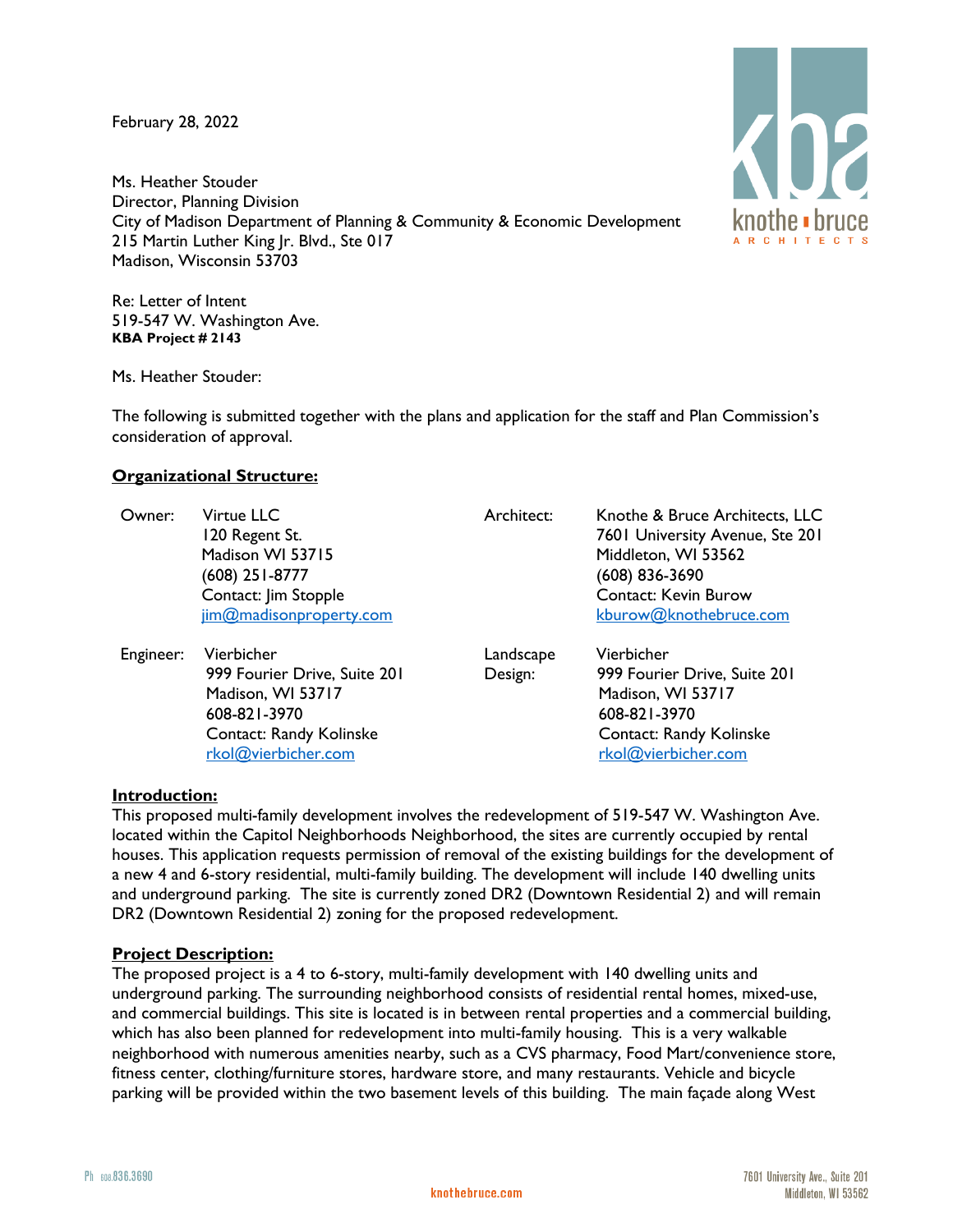February 28, 2022

Ms. Heather Stouder
Director, Planning Division
City of Madison Department of Planning & Community & Economic Development
215 Martin Luther King Jr. Blvd., Ste 017
Madison, Wisconsin 53703

Re: Letter of Intent
519-547 W. Washington Ave.
**KBA Project # 2143**

Ms. Heather Stouder:

The following is submitted together with the plans and application for the staff and Plan Commission's consideration of approval.

**Organizational Structure:**

| | | | |
|---|---|---|---|
| Owner: | Virtue LLC<br>120 Regent St.<br>Madison WI 53715<br>(608) 251-8777<br>Contact: Jim Stopple<br>jim@madisonproperty.com | Architect: | Knothe & Bruce Architects, LLC<br>7601 University Avenue, Ste 201<br>Middleton, WI 53562<br>(608) 836-3690<br>Contact: Kevin Burow<br>kburow@knothebruce.com |
| Engineer: | Vierbicher<br>999 Fourier Drive, Suite 201<br>Madison, WI 53717<br>608-821-3970<br>Contact: Randy Kolinske<br>rkol@vierbicher.com | Landscape Design: | Vierbicher<br>999 Fourier Drive, Suite 201<br>Madison, WI 53717<br>608-821-3970<br>Contact: Randy Kolinske<br>rkol@vierbicher.com |

**Introduction:**

This proposed multi-family development involves the redevelopment of 519-547 W. Washington Ave. located within the Capitol Neighborhoods Neighborhood, the sites are currently occupied by rental houses. This application requests permission of removal of the existing buildings for the development of a new 4 and 6-story residential, multi-family building. The development will include 140 dwelling units and underground parking. The site is currently zoned DR2 (Downtown Residential 2) and will remain DR2 (Downtown Residential 2) zoning for the proposed redevelopment.

**Project Description:**

The proposed project is a 4 to 6-story, multi-family development with 140 dwelling units and underground parking. The surrounding neighborhood consists of residential rental homes, mixed-use, and commercial buildings. This site is located is in between rental properties and a commercial building, which has also been planned for redevelopment into multi-family housing. This is a very walkable neighborhood with numerous amenities nearby, such as a CVS pharmacy, Food Mart/convenience store, fitness center, clothing/furniture stores, hardware store, and many restaurants. Vehicle and bicycle parking will be provided within the two basement levels of this building. The main façade along West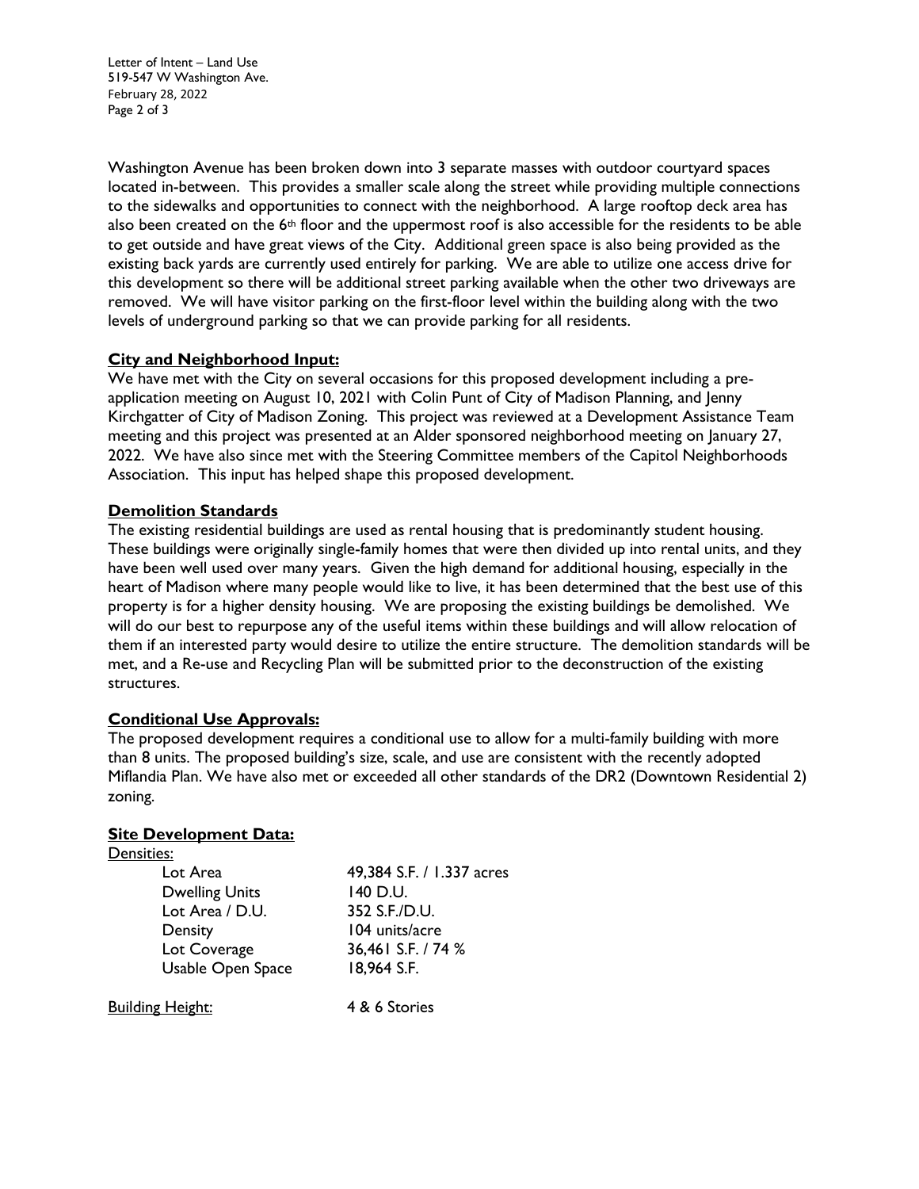Washington Avenue has been broken down into 3 separate masses with outdoor courtyard spaces located in-between. This provides a smaller scale along the street while providing multiple connections to the sidewalks and opportunities to connect with the neighborhood. A large rooftop deck area has also been created on the 6th floor and the uppermost roof is also accessible for the residents to be able to get outside and have great views of the City. Additional green space is also being provided as the existing back yards are currently used entirely for parking. We are able to utilize one access drive for this development so there will be additional street parking available when the other two driveways are removed. We will have visitor parking on the first-floor level within the building along with the two levels of underground parking so that we can provide parking for all residents.

## City and Neighborhood Input:

We have met with the City on several occasions for this proposed development including a pre-application meeting on August 10, 2021 with Colin Punt of City of Madison Planning, and Jenny Kirchgatter of City of Madison Zoning. This project was reviewed at a Development Assistance Team meeting and this project was presented at an Alder sponsored neighborhood meeting on January 27, 2022. We have also since met with the Steering Committee members of the Capitol Neighborhoods Association. This input has helped shape this proposed development.

## Demolition Standards

The existing residential buildings are used as rental housing that is predominantly student housing. These buildings were originally single-family homes that were then divided up into rental units, and they have been well used over many years. Given the high demand for additional housing, especially in the heart of Madison where many people would like to live, it has been determined that the best use of this property is for a higher density housing. We are proposing the existing buildings be demolished. We will do our best to repurpose any of the useful items within these buildings and will allow relocation of them if an interested party would desire to utilize the entire structure. The demolition standards will be met, and a Re-use and Recycling Plan will be submitted prior to the deconstruction of the existing structures.

## Conditional Use Approvals:

The proposed development requires a conditional use to allow for a multi-family building with more than 8 units. The proposed building's size, scale, and use are consistent with the recently adopted Miflandia Plan. We have also met or exceeded all other standards of the DR2 (Downtown Residential 2) zoning.

## Site Development Data:

Densities:

| | |
|---|---|
| Lot Area | 49,384 S.F. / 1.337 acres |
| Dwelling Units | 140 D.U. |
| Lot Area / D.U. | 352 S.F./D.U. |
| Density | 104 units/acre |
| Lot Coverage | 36,461 S.F. / 74 % |
| Usable Open Space | 18,964 S.F. |

Building Height: 4 & 6 Stories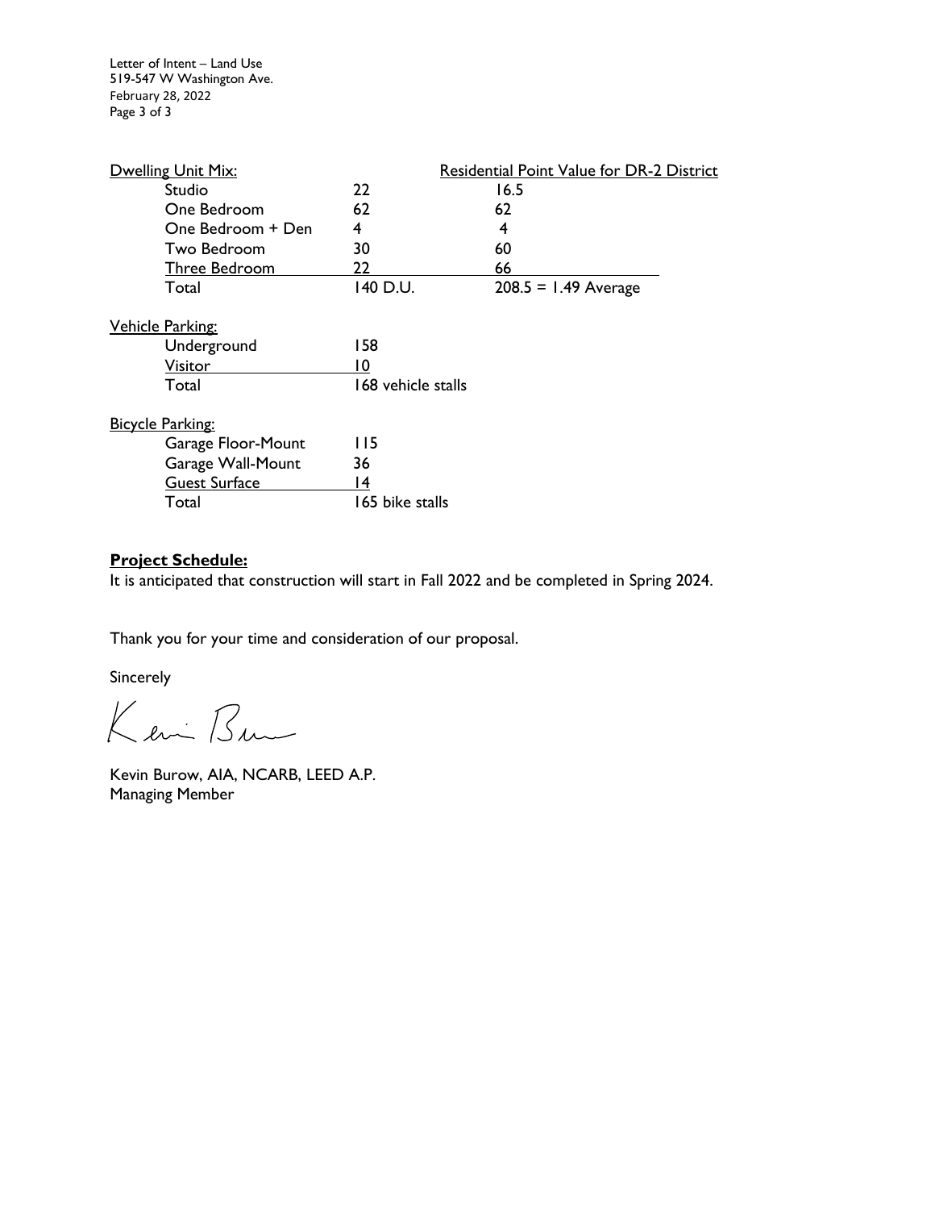| Dwelling Unit Mix: | | Residential Point Value for DR-2 District |
|---|---|---|
| Studio | 22 | 16.5 |
| One Bedroom | 62 | 62 |
| One Bedroom + Den | 4 | 4 |
| Two Bedroom | 30 | 60 |
| Three Bedroom | 22 | 66 |
| Total | 140 D.U. | 208.5 = 1.49 Average |

| Vehicle Parking: | |
|---|---|
| Underground | 158 |
| Visitor | 10 |
| Total | 168 vehicle stalls |

| Bicycle Parking: | |
|---|---|
| Garage Floor-Mount | 115 |
| Garage Wall-Mount | 36 |
| Guest Surface | 14 |
| Total | 165 bike stalls |

**Project Schedule:**

It is anticipated that construction will start in Fall 2022 and be completed in Spring 2024.

Thank you for your time and consideration of our proposal.

Sincerely

Kevin Burow, AIA, NCARB, LEED A.P.
Managing Member